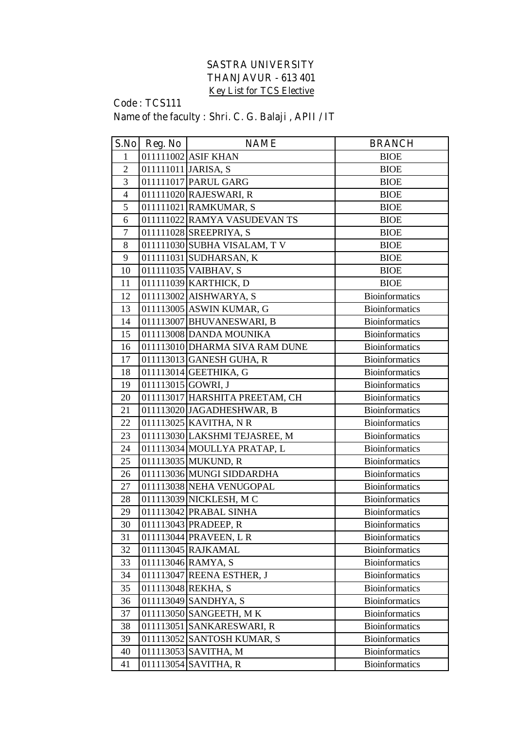# SASTRA UNIVERSITY
## THANJAVUR - 613 401
### Key List for TCS Elective

Code : TCS111

Name of the faculty : Shri. C. G. Balaji , APII / IT

| S.No | Reg. No | NAME | BRANCH |
|---|---|---|---|
| 1 | 011111002 | ASIF KHAN | BIOE |
| 2 | 011111011 | JARISA, S | BIOE |
| 3 | 011111017 | PARUL GARG | BIOE |
| 4 | 011111020 | RAJESWARI, R | BIOE |
| 5 | 011111021 | RAMKUMAR, S | BIOE |
| 6 | 011111022 | RAMYA VASUDEVAN TS | BIOE |
| 7 | 011111028 | SREEPRIYA, S | BIOE |
| 8 | 011111030 | SUBHA VISALAM, T V | BIOE |
| 9 | 011111031 | SUDHARSAN, K | BIOE |
| 10 | 011111035 | VAIBHAV, S | BIOE |
| 11 | 011111039 | KARTHICK, D | BIOE |
| 12 | 011113002 | AISHWARYA, S | Bioinformatics |
| 13 | 011113005 | ASWIN KUMAR, G | Bioinformatics |
| 14 | 011113007 | BHUVANESWARI, B | Bioinformatics |
| 15 | 011113008 | DANDA MOUNIKA | Bioinformatics |
| 16 | 011113010 | DHARMA SIVA RAM DUNE | Bioinformatics |
| 17 | 011113013 | GANESH GUHA, R | Bioinformatics |
| 18 | 011113014 | GEETHIKA, G | Bioinformatics |
| 19 | 011113015 | GOWRI, J | Bioinformatics |
| 20 | 011113017 | HARSHITA PREETAM, CH | Bioinformatics |
| 21 | 011113020 | JAGADHESHWAR, B | Bioinformatics |
| 22 | 011113025 | KAVITHA, N R | Bioinformatics |
| 23 | 011113030 | LAKSHMI TEJASREE, M | Bioinformatics |
| 24 | 011113034 | MOULLYA PRATAP, L | Bioinformatics |
| 25 | 011113035 | MUKUND, R | Bioinformatics |
| 26 | 011113036 | MUNGI SIDDARDHA | Bioinformatics |
| 27 | 011113038 | NEHA VENUGOPAL | Bioinformatics |
| 28 | 011113039 | NICKLESH, M C | Bioinformatics |
| 29 | 011113042 | PRABAL SINHA | Bioinformatics |
| 30 | 011113043 | PRADEEP, R | Bioinformatics |
| 31 | 011113044 | PRAVEEN, L R | Bioinformatics |
| 32 | 011113045 | RAJKAMAL | Bioinformatics |
| 33 | 011113046 | RAMYA, S | Bioinformatics |
| 34 | 011113047 | REENA ESTHER, J | Bioinformatics |
| 35 | 011113048 | REKHA, S | Bioinformatics |
| 36 | 011113049 | SANDHYA, S | Bioinformatics |
| 37 | 011113050 | SANGEETH, M K | Bioinformatics |
| 38 | 011113051 | SANKARESWARI, R | Bioinformatics |
| 39 | 011113052 | SANTOSH KUMAR, S | Bioinformatics |
| 40 | 011113053 | SAVITHA, M | Bioinformatics |
| 41 | 011113054 | SAVITHA, R | Bioinformatics |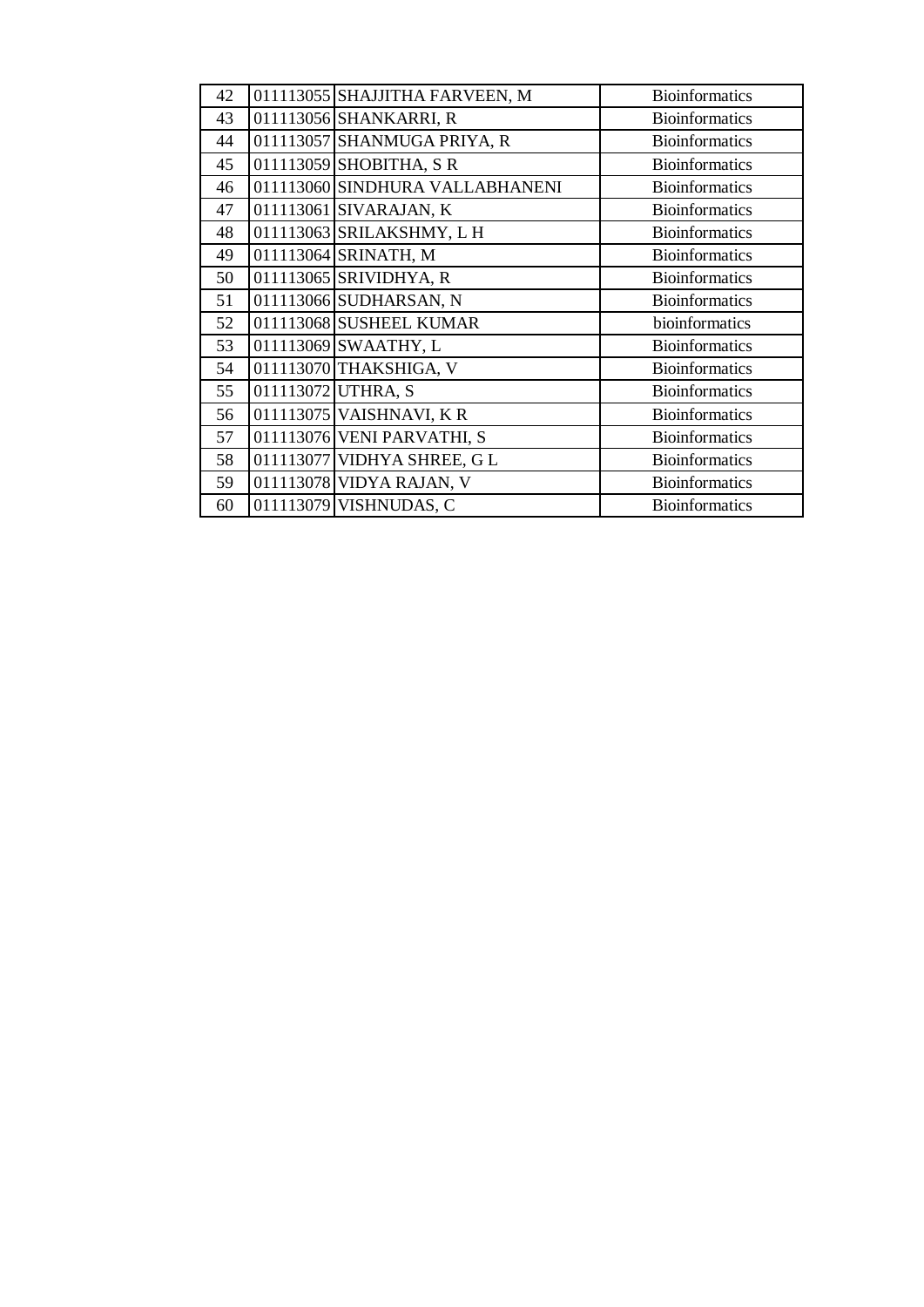| | | | |
|---|---|---|---|
| 42 | 011113055 | SHAJJITHA FARVEEN, M | Bioinformatics |
| 43 | 011113056 | SHANKARRI, R | Bioinformatics |
| 44 | 011113057 | SHANMUGA PRIYA, R | Bioinformatics |
| 45 | 011113059 | SHOBITHA, S R | Bioinformatics |
| 46 | 011113060 | SINDHURA VALLABHANENI | Bioinformatics |
| 47 | 011113061 | SIVARAJAN, K | Bioinformatics |
| 48 | 011113063 | SRILAKSHMY, L H | Bioinformatics |
| 49 | 011113064 | SRINATH, M | Bioinformatics |
| 50 | 011113065 | SRIVIDHYA, R | Bioinformatics |
| 51 | 011113066 | SUDHARSAN, N | Bioinformatics |
| 52 | 011113068 | SUSHEEL KUMAR | bioinformatics |
| 53 | 011113069 | SWAATHY, L | Bioinformatics |
| 54 | 011113070 | THAKSHIGA, V | Bioinformatics |
| 55 | 011113072 | UTHRA, S | Bioinformatics |
| 56 | 011113075 | VAISHNAVI, K R | Bioinformatics |
| 57 | 011113076 | VENI PARVATHI, S | Bioinformatics |
| 58 | 011113077 | VIDHYA SHREE, G L | Bioinformatics |
| 59 | 011113078 | VIDYA RAJAN, V | Bioinformatics |
| 60 | 011113079 | VISHNUDAS, C | Bioinformatics |